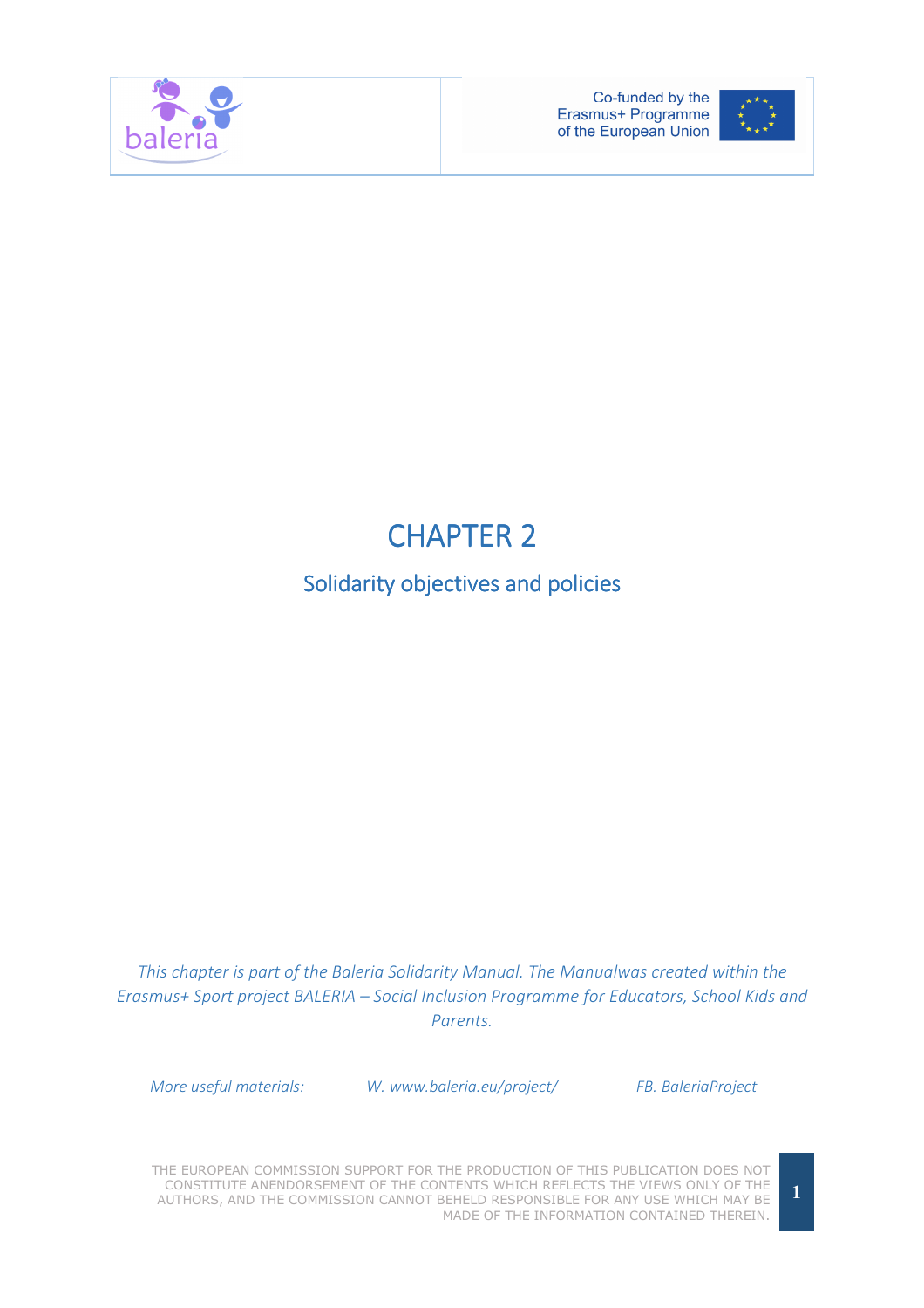# CHAPTER 2

## Solidarity objectives and policies

*This chapter is part of the Baleria Solidarity Manual. The Manualwas created within the Erasmus+ Sport project BALERIA – Social Inclusion Programme for Educators, School Kids and Parents.*

*More useful materials:* *W. www.baleria.eu/project/* *FB. BaleriaProject*

THE EUROPEAN COMMISSION SUPPORT FOR THE PRODUCTION OF THIS PUBLICATION DOES NOT CONSTITUTE ANENDORSEMENT OF THE CONTENTS WHICH REFLECTS THE VIEWS ONLY OF THE AUTHORS, AND THE COMMISSION CANNOT BEHELD RESPONSIBLE FOR ANY USE WHICH MAY BE MADE OF THE INFORMATION CONTAINED THEREIN.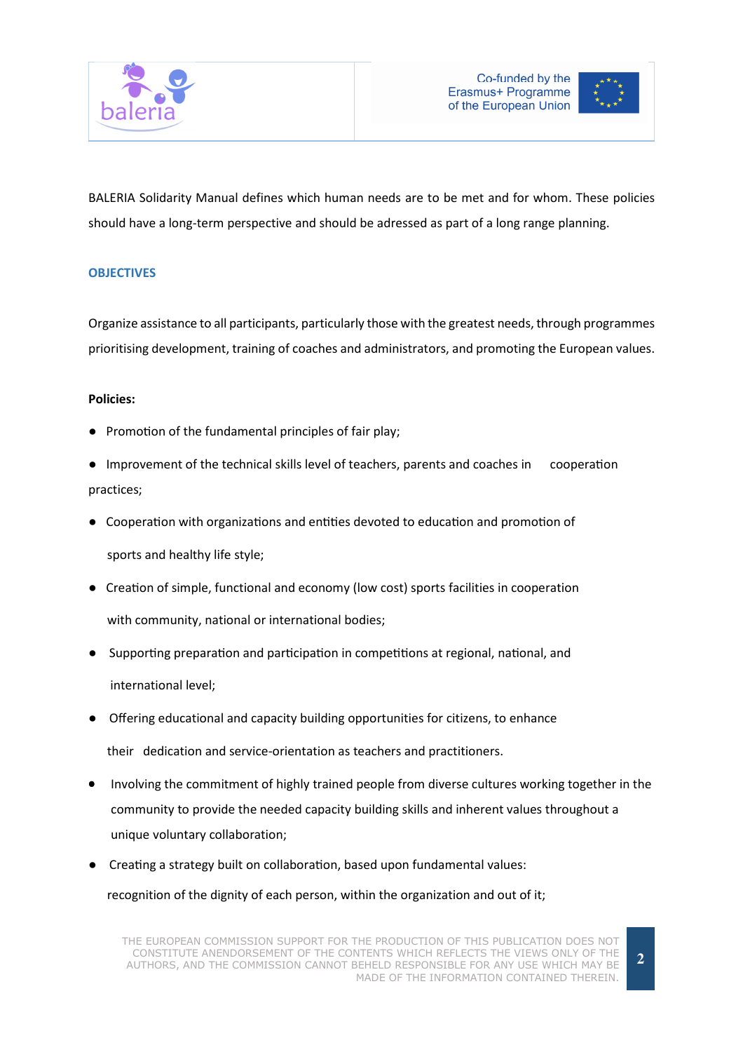BALERIA Solidarity Manual defines which human needs are to be met and for whom. These policies should have a long-term perspective and should be adressed as part of a long range planning.

### OBJECTIVES

Organize assistance to all participants, particularly those with the greatest needs, through programmes prioritising development, training of coaches and administrators, and promoting the European values.

**Policies:**

- Promotion of the fundamental principles of fair play;
- Improvement of the technical skills level of teachers, parents and coaches in cooperation practices;
- Cooperation with organizations and entities devoted to education and promotion of sports and healthy life style;
- Creation of simple, functional and economy (low cost) sports facilities in cooperation with community, national or international bodies;
- Supporting preparation and participation in competitions at regional, national, and international level;
- Offering educational and capacity building opportunities for citizens, to enhance their dedication and service-orientation as teachers and practitioners.
- Involving the commitment of highly trained people from diverse cultures working together in the community to provide the needed capacity building skills and inherent values throughout a unique voluntary collaboration;
- Creating a strategy built on collaboration, based upon fundamental values: recognition of the dignity of each person, within the organization and out of it;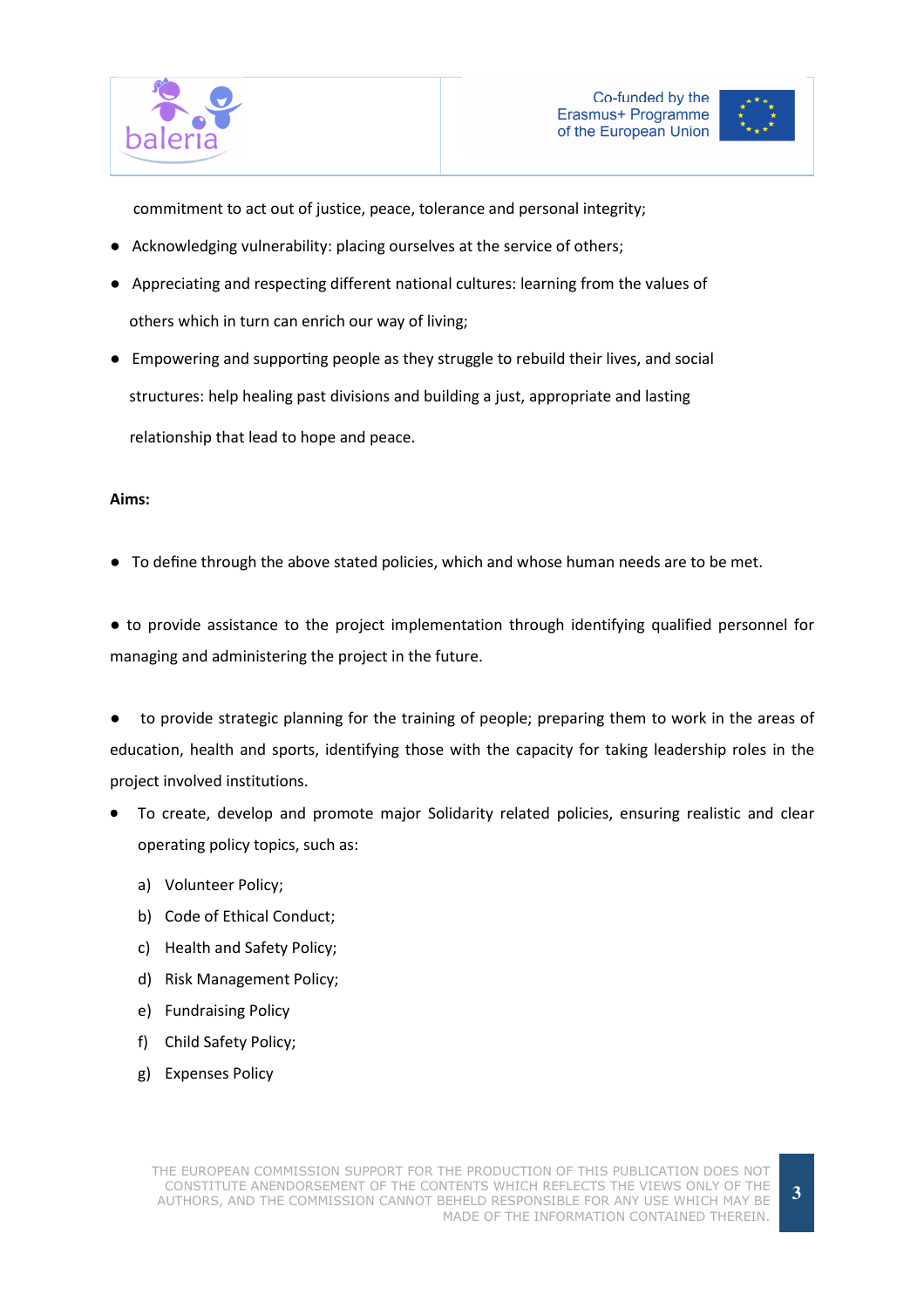commitment to act out of justice, peace, tolerance and personal integrity;

- Acknowledging vulnerability: placing ourselves at the service of others;
- Appreciating and respecting different national cultures: learning from the values of others which in turn can enrich our way of living;
- Empowering and supporting people as they struggle to rebuild their lives, and social structures: help healing past divisions and building a just, appropriate and lasting relationship that lead to hope and peace.

**Aims:**

- To define through the above stated policies, which and whose human needs are to be met.
- to provide assistance to the project implementation through identifying qualified personnel for managing and administering the project in the future.
- to provide strategic planning for the training of people; preparing them to work in the areas of education, health and sports, identifying those with the capacity for taking leadership roles in the project involved institutions.
- To create, develop and promote major Solidarity related policies, ensuring realistic and clear operating policy topics, such as:
  a) Volunteer Policy;
  b) Code of Ethical Conduct;
  c) Health and Safety Policy;
  d) Risk Management Policy;
  e) Fundraising Policy
  f) Child Safety Policy;
  g) Expenses Policy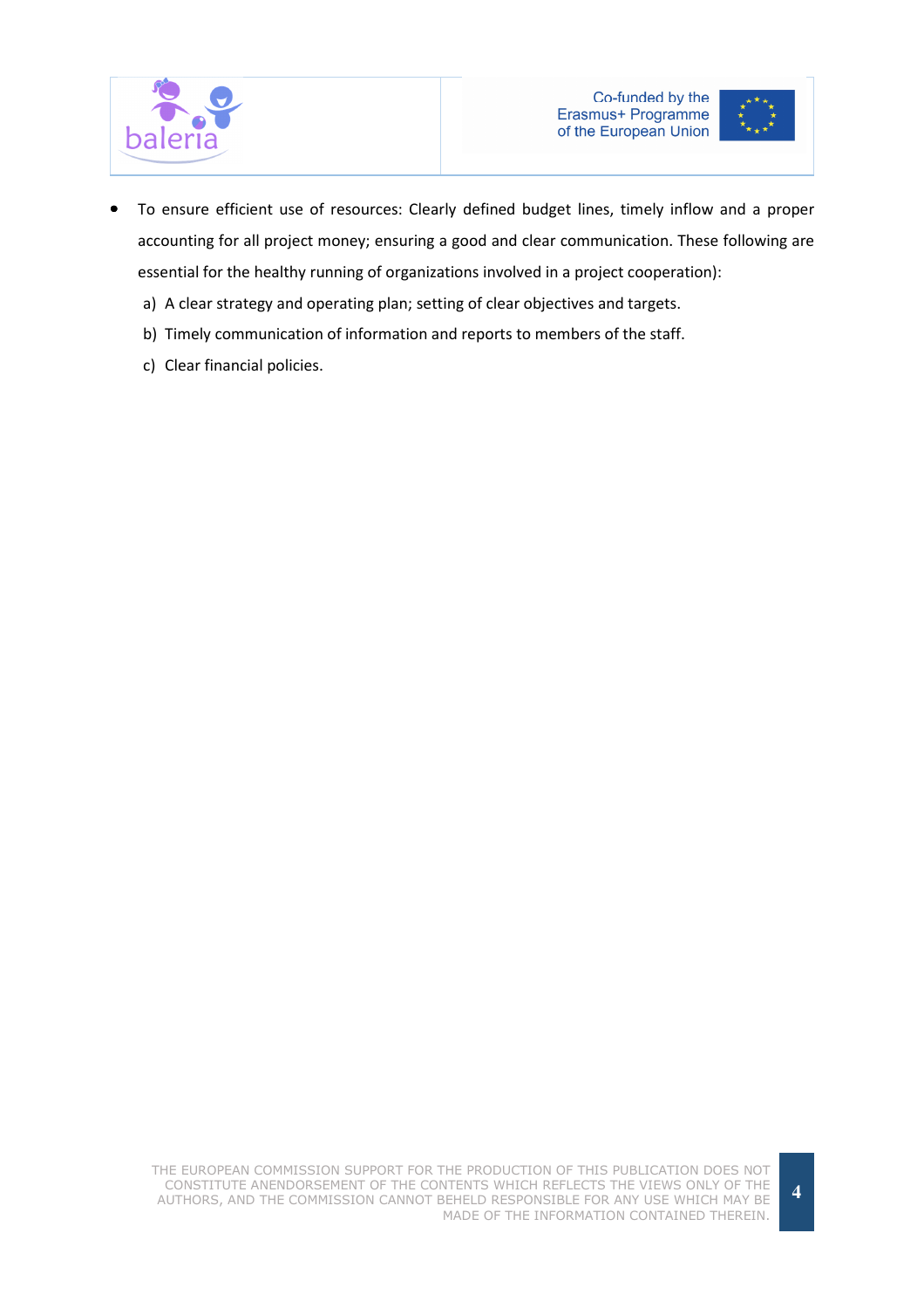- To ensure efficient use of resources: Clearly defined budget lines, timely inflow and a proper accounting for all project money; ensuring a good and clear communication. These following are essential for the healthy running of organizations involved in a project cooperation):
  a) A clear strategy and operating plan; setting of clear objectives and targets.
  b) Timely communication of information and reports to members of the staff.
  c) Clear financial policies.